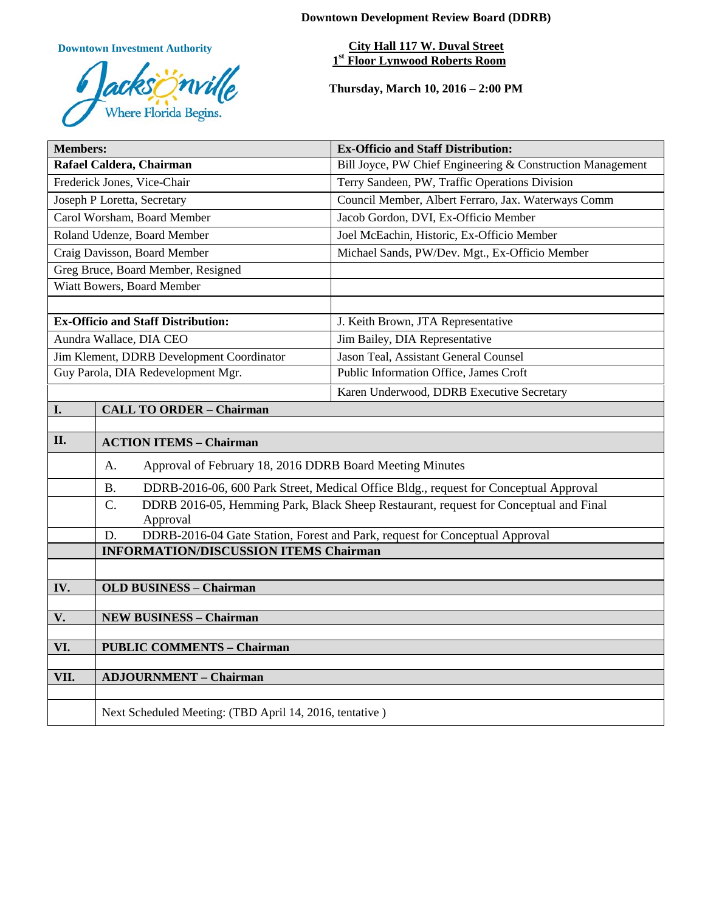# Downtown Development Review Board (DDRB)

Downtown Investment Authority

Jacksonville
Where Florida Begins.

**City Hall 117 W. Duval Street**
**1st Floor Lynwood Roberts Room**

**Thursday, March 10, 2016 – 2:00 PM**

| **Members:** | **Ex-Officio and Staff Distribution:** |
|---|---|
| **Rafael Caldera, Chairman** | Bill Joyce, PW Chief Engineering & Construction Management |
| Frederick Jones, Vice-Chair | Terry Sandeen, PW, Traffic Operations Division |
| Joseph P Loretta, Secretary | Council Member, Albert Ferraro, Jax. Waterways Comm |
| Carol Worsham, Board Member | Jacob Gordon, DVI, Ex-Officio Member |
| Roland Udenze, Board Member | Joel McEachin, Historic, Ex-Officio Member |
| Craig Davisson, Board Member | Michael Sands, PW/Dev. Mgt., Ex-Officio Member |
| Greg Bruce, Board Member, Resigned | |
| Wiatt Bowers, Board Member | |
| | |
| **Ex-Officio and Staff Distribution:** | J. Keith Brown, JTA Representative |
| Aundra Wallace, DIA CEO | Jim Bailey, DIA Representative |
| Jim Klement, DDRB Development Coordinator | Jason Teal, Assistant General Counsel |
| Guy Parola, DIA Redevelopment Mgr. | Public Information Office, James Croft |
| | Karen Underwood, DDRB Executive Secretary |

| | |
|---|---|
| **I.** | **CALL TO ORDER – Chairman** |
| | |
| **II.** | **ACTION ITEMS – Chairman** |
| | A. Approval of February 18, 2016 DDRB Board Meeting Minutes |
| | B. DDRB-2016-06, 600 Park Street, Medical Office Bldg., request for Conceptual Approval |
| | C. DDRB 2016-05, Hemming Park, Black Sheep Restaurant, request for Conceptual and Final Approval |
| | D. DDRB-2016-04 Gate Station, Forest and Park, request for Conceptual Approval |
| | **INFORMATION/DISCUSSION ITEMS Chairman** |
| | |
| **IV.** | **OLD BUSINESS – Chairman** |
| | |
| **V.** | **NEW BUSINESS – Chairman** |
| | |
| **VI.** | **PUBLIC COMMENTS – Chairman** |
| | |
| **VII.** | **ADJOURNMENT – Chairman** |
| | |
| | Next Scheduled Meeting: (TBD April 14, 2016, tentative ) |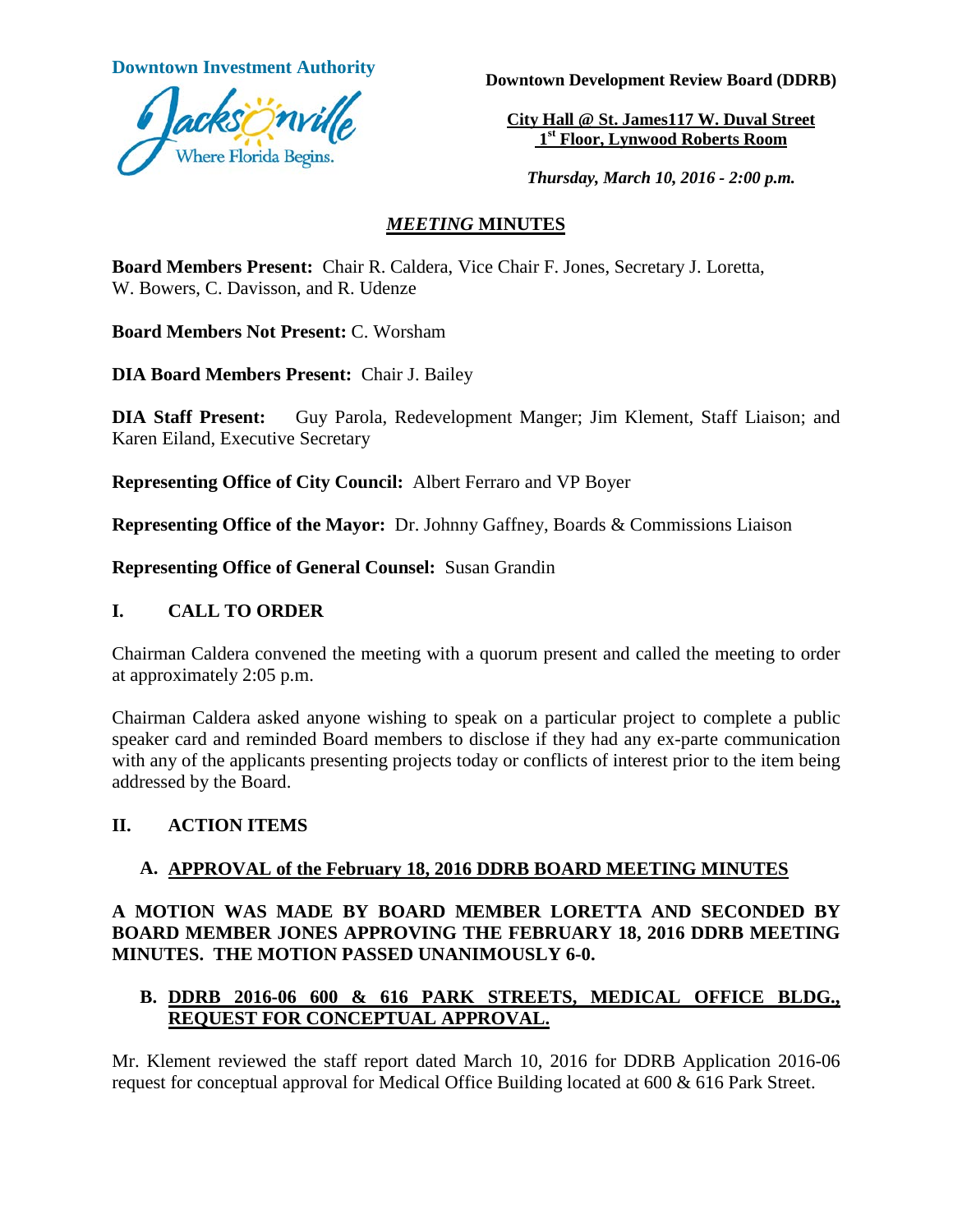**Downtown Investment Authority**

**Downtown Development Review Board (DDRB)**

**City Hall @ St. James117 W. Duval Street**
**1st Floor, Lynwood Roberts Room**

***Thursday, March 10, 2016 - 2:00 p.m.***

## *MEETING* MINUTES

**Board Members Present:** Chair R. Caldera, Vice Chair F. Jones, Secretary J. Loretta, W. Bowers, C. Davisson, and R. Udenze

**Board Members Not Present:** C. Worsham

**DIA Board Members Present:** Chair J. Bailey

**DIA Staff Present:** Guy Parola, Redevelopment Manger; Jim Klement, Staff Liaison; and Karen Eiland, Executive Secretary

**Representing Office of City Council:** Albert Ferraro and VP Boyer

**Representing Office of the Mayor:** Dr. Johnny Gaffney, Boards & Commissions Liaison

**Representing Office of General Counsel:** Susan Grandin

### I. CALL TO ORDER

Chairman Caldera convened the meeting with a quorum present and called the meeting to order at approximately 2:05 p.m.

Chairman Caldera asked anyone wishing to speak on a particular project to complete a public speaker card and reminded Board members to disclose if they had any ex-parte communication with any of the applicants presenting projects today or conflicts of interest prior to the item being addressed by the Board.

### II. ACTION ITEMS

#### A. APPROVAL of the February 18, 2016 DDRB BOARD MEETING MINUTES

**A MOTION WAS MADE BY BOARD MEMBER LORETTA AND SECONDED BY BOARD MEMBER JONES APPROVING THE FEBRUARY 18, 2016 DDRB MEETING MINUTES. THE MOTION PASSED UNANIMOUSLY 6-0.**

#### B. DDRB 2016-06 600 & 616 PARK STREETS, MEDICAL OFFICE BLDG., REQUEST FOR CONCEPTUAL APPROVAL.

Mr. Klement reviewed the staff report dated March 10, 2016 for DDRB Application 2016-06 request for conceptual approval for Medical Office Building located at 600 & 616 Park Street.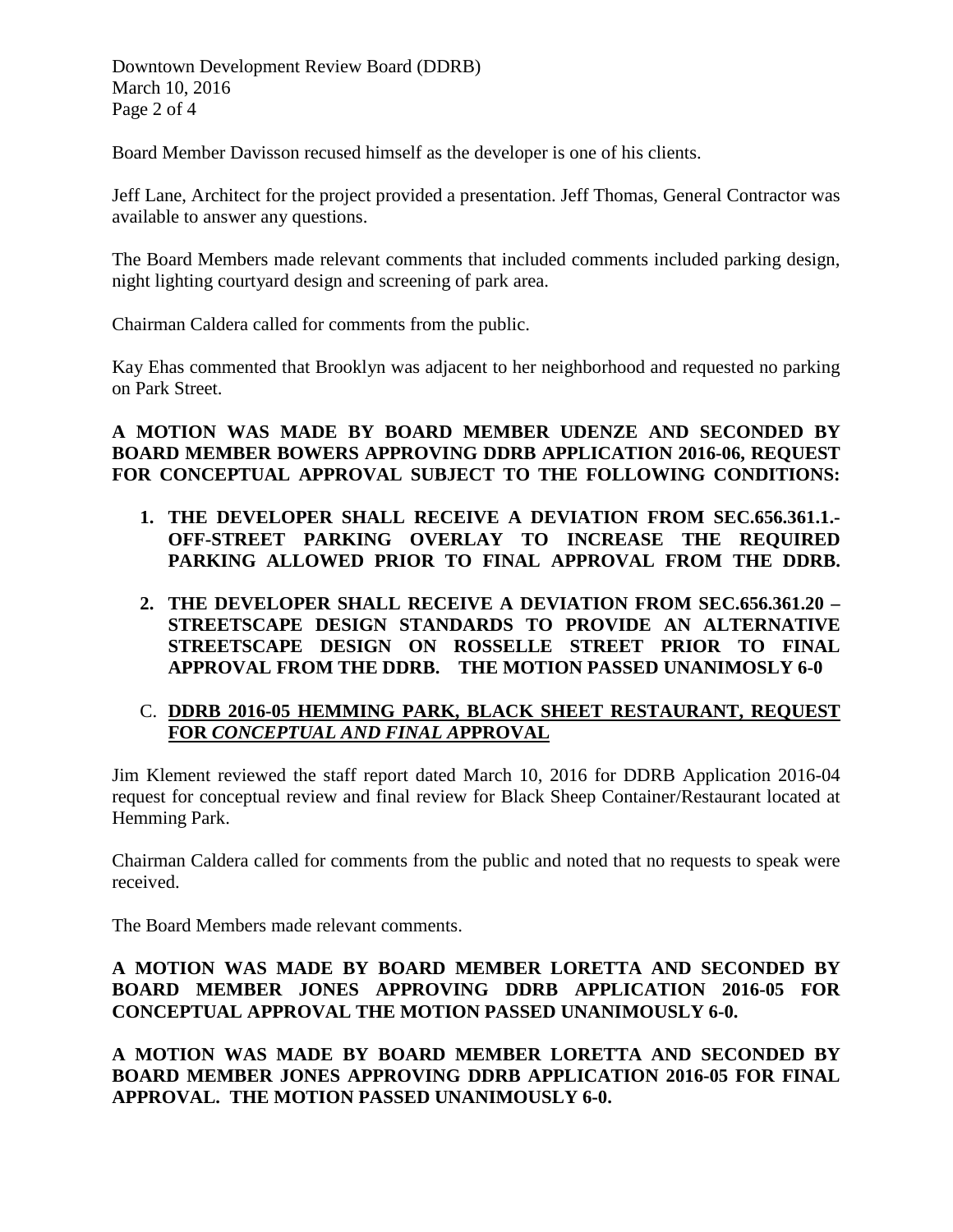Board Member Davisson recused himself as the developer is one of his clients.

Jeff Lane, Architect for the project provided a presentation. Jeff Thomas, General Contractor was available to answer any questions.

The Board Members made relevant comments that included comments included parking design, night lighting courtyard design and screening of park area.

Chairman Caldera called for comments from the public.

Kay Ehas commented that Brooklyn was adjacent to her neighborhood and requested no parking on Park Street.

**A MOTION WAS MADE BY BOARD MEMBER UDENZE AND SECONDED BY BOARD MEMBER BOWERS APPROVING DDRB APPLICATION 2016-06, REQUEST FOR CONCEPTUAL APPROVAL SUBJECT TO THE FOLLOWING CONDITIONS:**

1. **THE DEVELOPER SHALL RECEIVE A DEVIATION FROM SEC.656.361.1.- OFF-STREET PARKING OVERLAY TO INCREASE THE REQUIRED PARKING ALLOWED PRIOR TO FINAL APPROVAL FROM THE DDRB.**
2. **THE DEVELOPER SHALL RECEIVE A DEVIATION FROM SEC.656.361.20 – STREETSCAPE DESIGN STANDARDS TO PROVIDE AN ALTERNATIVE STREETSCAPE DESIGN ON ROSSELLE STREET PRIOR TO FINAL APPROVAL FROM THE DDRB. THE MOTION PASSED UNANIMOSLY 6-0**

C. **DDRB 2016-05 HEMMING PARK, BLACK SHEET RESTAURANT, REQUEST FOR *CONCEPTUAL AND FINAL* APPROVAL**

Jim Klement reviewed the staff report dated March 10, 2016 for DDRB Application 2016-04 request for conceptual review and final review for Black Sheep Container/Restaurant located at Hemming Park.

Chairman Caldera called for comments from the public and noted that no requests to speak were received.

The Board Members made relevant comments.

**A MOTION WAS MADE BY BOARD MEMBER LORETTA AND SECONDED BY BOARD MEMBER JONES APPROVING DDRB APPLICATION 2016-05 FOR CONCEPTUAL APPROVAL THE MOTION PASSED UNANIMOUSLY 6-0.**

**A MOTION WAS MADE BY BOARD MEMBER LORETTA AND SECONDED BY BOARD MEMBER JONES APPROVING DDRB APPLICATION 2016-05 FOR FINAL APPROVAL. THE MOTION PASSED UNANIMOUSLY 6-0.**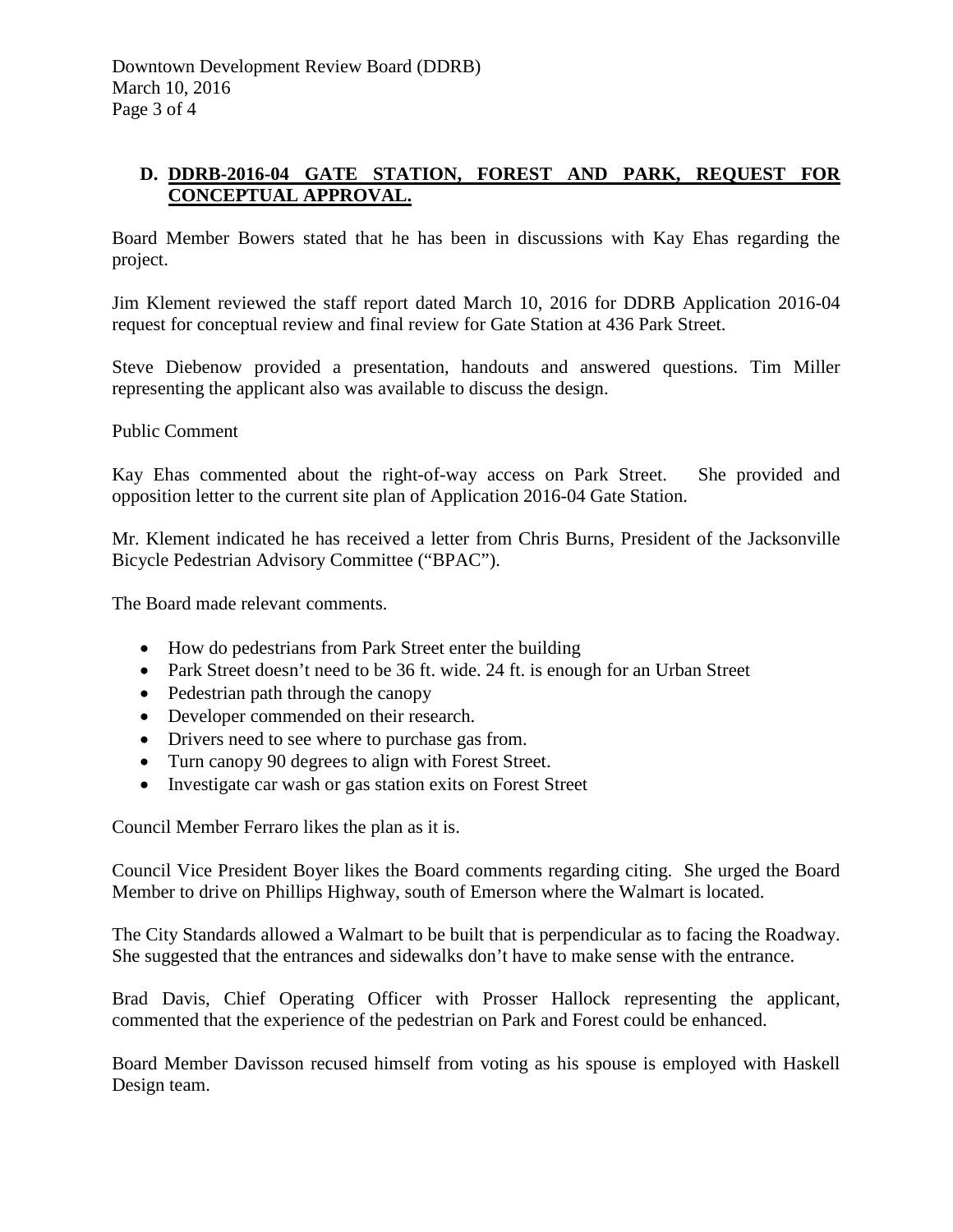**D. DDRB-2016-04 GATE STATION, FOREST AND PARK, REQUEST FOR CONCEPTUAL APPROVAL.**

Board Member Bowers stated that he has been in discussions with Kay Ehas regarding the project.

Jim Klement reviewed the staff report dated March 10, 2016 for DDRB Application 2016-04 request for conceptual review and final review for Gate Station at 436 Park Street.

Steve Diebenow provided a presentation, handouts and answered questions. Tim Miller representing the applicant also was available to discuss the design.

Public Comment

Kay Ehas commented about the right-of-way access on Park Street. She provided and opposition letter to the current site plan of Application 2016-04 Gate Station.

Mr. Klement indicated he has received a letter from Chris Burns, President of the Jacksonville Bicycle Pedestrian Advisory Committee ("BPAC").

The Board made relevant comments.

- How do pedestrians from Park Street enter the building
- Park Street doesn't need to be 36 ft. wide. 24 ft. is enough for an Urban Street
- Pedestrian path through the canopy
- Developer commended on their research.
- Drivers need to see where to purchase gas from.
- Turn canopy 90 degrees to align with Forest Street.
- Investigate car wash or gas station exits on Forest Street

Council Member Ferraro likes the plan as it is.

Council Vice President Boyer likes the Board comments regarding citing. She urged the Board Member to drive on Phillips Highway, south of Emerson where the Walmart is located.

The City Standards allowed a Walmart to be built that is perpendicular as to facing the Roadway. She suggested that the entrances and sidewalks don't have to make sense with the entrance.

Brad Davis, Chief Operating Officer with Prosser Hallock representing the applicant, commented that the experience of the pedestrian on Park and Forest could be enhanced.

Board Member Davisson recused himself from voting as his spouse is employed with Haskell Design team.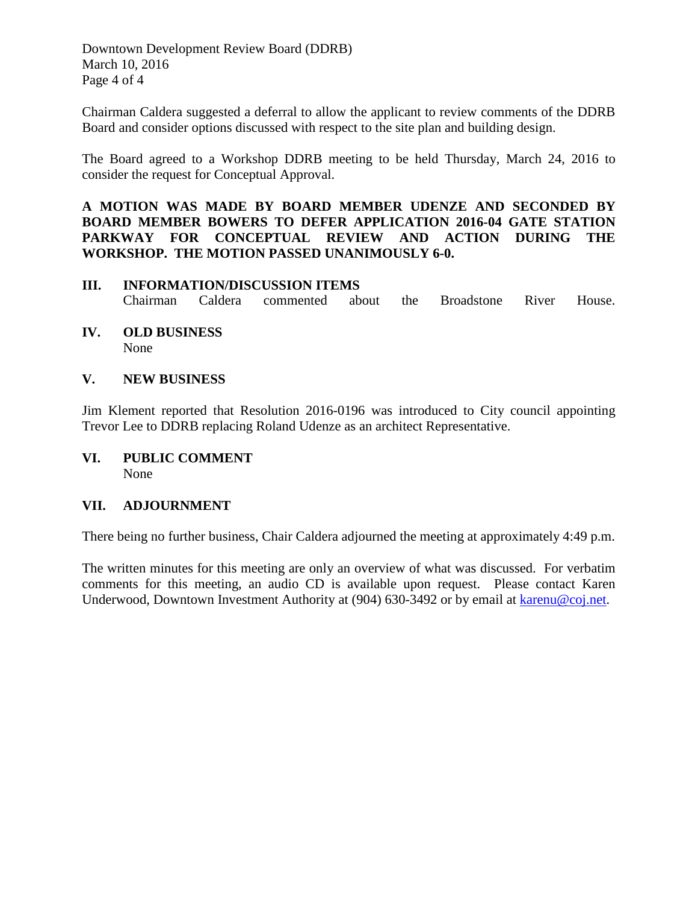Chairman Caldera suggested a deferral to allow the applicant to review comments of the DDRB Board and consider options discussed with respect to the site plan and building design.

The Board agreed to a Workshop DDRB meeting to be held Thursday, March 24, 2016 to consider the request for Conceptual Approval.

**A MOTION WAS MADE BY BOARD MEMBER UDENZE AND SECONDED BY BOARD MEMBER BOWERS TO DEFER APPLICATION 2016-04 GATE STATION PARKWAY FOR CONCEPTUAL REVIEW AND ACTION DURING THE WORKSHOP. THE MOTION PASSED UNANIMOUSLY 6-0.**

**III. INFORMATION/DISCUSSION ITEMS**

Chairman Caldera commented about the Broadstone River House.

**IV. OLD BUSINESS**

None

**V. NEW BUSINESS**

Jim Klement reported that Resolution 2016-0196 was introduced to City council appointing Trevor Lee to DDRB replacing Roland Udenze as an architect Representative.

**VI. PUBLIC COMMENT**

None

**VII. ADJOURNMENT**

There being no further business, Chair Caldera adjourned the meeting at approximately 4:49 p.m.

The written minutes for this meeting are only an overview of what was discussed. For verbatim comments for this meeting, an audio CD is available upon request. Please contact Karen Underwood, Downtown Investment Authority at (904) 630-3492 or by email at karenu@coj.net.